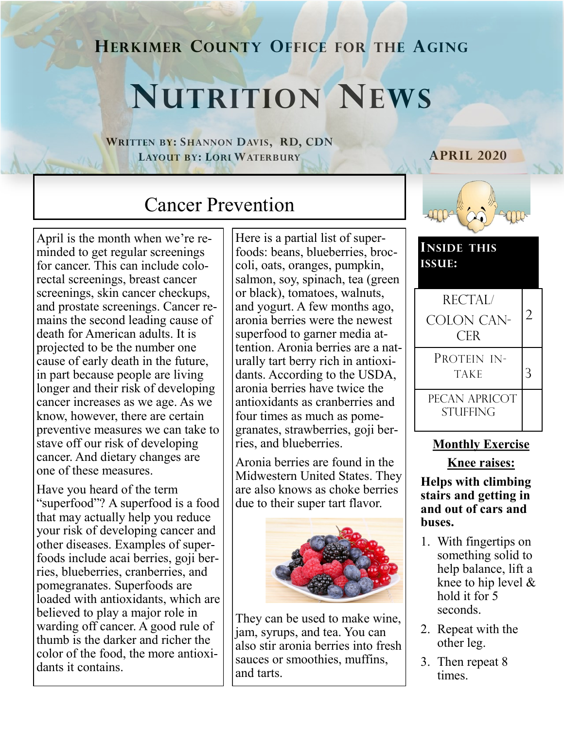# Herkimer County Office for the Aging

# Nutrition News

**Written by: Shannon Davis, RD, CDN**
**Layout by: Lori Waterbury**

**April 2020**

## Cancer Prevention

April is the month when we're reminded to get regular screenings for cancer. This can include colorectal screenings, breast cancer screenings, skin cancer checkups, and prostate screenings. Cancer remains the second leading cause of death for American adults. It is projected to be the number one cause of early death in the future, in part because people are living longer and their risk of developing cancer increases as we age. As we know, however, there are certain preventive measures we can take to stave off our risk of developing cancer. And dietary changes are one of these measures.

Have you heard of the term "superfood"? A superfood is a food that may actually help you reduce your risk of developing cancer and other diseases. Examples of superfoods include acai berries, goji berries, blueberries, cranberries, and pomegranates. Superfoods are loaded with antioxidants, which are believed to play a major role in warding off cancer. A good rule of thumb is the darker and richer the color of the food, the more antioxidants it contains.

Here is a partial list of superfoods: beans, blueberries, broccoli, oats, oranges, pumpkin, salmon, soy, spinach, tea (green or black), tomatoes, walnuts, and yogurt. A few months ago, aronia berries were the newest superfood to garner media attention. Aronia berries are a naturally tart berry rich in antioxidants. According to the USDA, aronia berries have twice the antioxidants as cranberries and four times as much as pomegranates, strawberries, goji berries, and blueberries.

Aronia berries are found in the Midwestern United States. They are also knows as choke berries due to their super tart flavor.

They can be used to make wine, jam, syrups, and tea. You can also stir aronia berries into fresh sauces or smoothies, muffins, and tarts.

### Inside this issue:

| | |
|---|---|
| Rectal/ Colon Cancer | 2 |
| Protein Intake | 3 |
| Pecan Apricot Stuffing | |

### Monthly Exercise

**Knee raises:**

**Helps with climbing stairs and getting in and out of cars and buses.**

1. With fingertips on something solid to help balance, lift a knee to hip level & hold it for 5 seconds.
2. Repeat with the other leg.
3. Then repeat 8 times.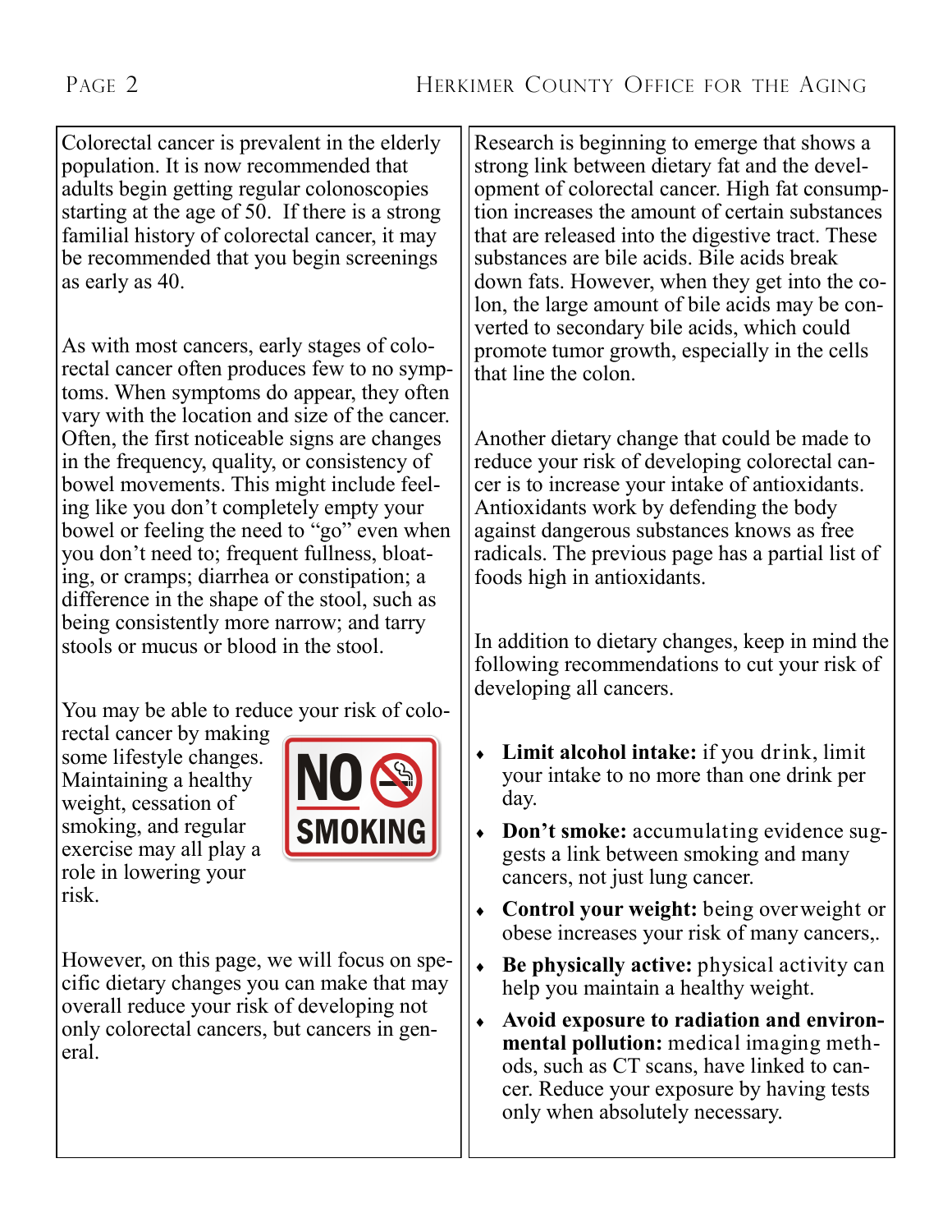Colorectal cancer is prevalent in the elderly population. It is now recommended that adults begin getting regular colonoscopies starting at the age of 50. If there is a strong familial history of colorectal cancer, it may be recommended that you begin screenings as early as 40.

As with most cancers, early stages of colorectal cancer often produces few to no symptoms. When symptoms do appear, they often vary with the location and size of the cancer. Often, the first noticeable signs are changes in the frequency, quality, or consistency of bowel movements. This might include feeling like you don't completely empty your bowel or feeling the need to "go" even when you don't need to; frequent fullness, bloating, or cramps; diarrhea or constipation; a difference in the shape of the stool, such as being consistently more narrow; and tarry stools or mucus or blood in the stool.

You may be able to reduce your risk of colorectal cancer by making some lifestyle changes. Maintaining a healthy weight, cessation of smoking, and regular exercise may all play a role in lowering your risk.

NO SMOKING

However, on this page, we will focus on specific dietary changes you can make that may overall reduce your risk of developing not only colorectal cancers, but cancers in general.

Research is beginning to emerge that shows a strong link between dietary fat and the development of colorectal cancer. High fat consumption increases the amount of certain substances that are released into the digestive tract. These substances are bile acids. Bile acids break down fats. However, when they get into the colon, the large amount of bile acids may be converted to secondary bile acids, which could promote tumor growth, especially in the cells that line the colon.

Another dietary change that could be made to reduce your risk of developing colorectal cancer is to increase your intake of antioxidants. Antioxidants work by defending the body against dangerous substances knows as free radicals. The previous page has a partial list of foods high in antioxidants.

In addition to dietary changes, keep in mind the following recommendations to cut your risk of developing all cancers.

- **Limit alcohol intake:** if you drink, limit your intake to no more than one drink per day.
- **Don't smoke:** accumulating evidence suggests a link between smoking and many cancers, not just lung cancer.
- **Control your weight:** being overweight or obese increases your risk of many cancers,.
- **Be physically active:** physical activity can help you maintain a healthy weight.
- **Avoid exposure to radiation and environmental pollution:** medical imaging methods, such as CT scans, have linked to cancer. Reduce your exposure by having tests only when absolutely necessary.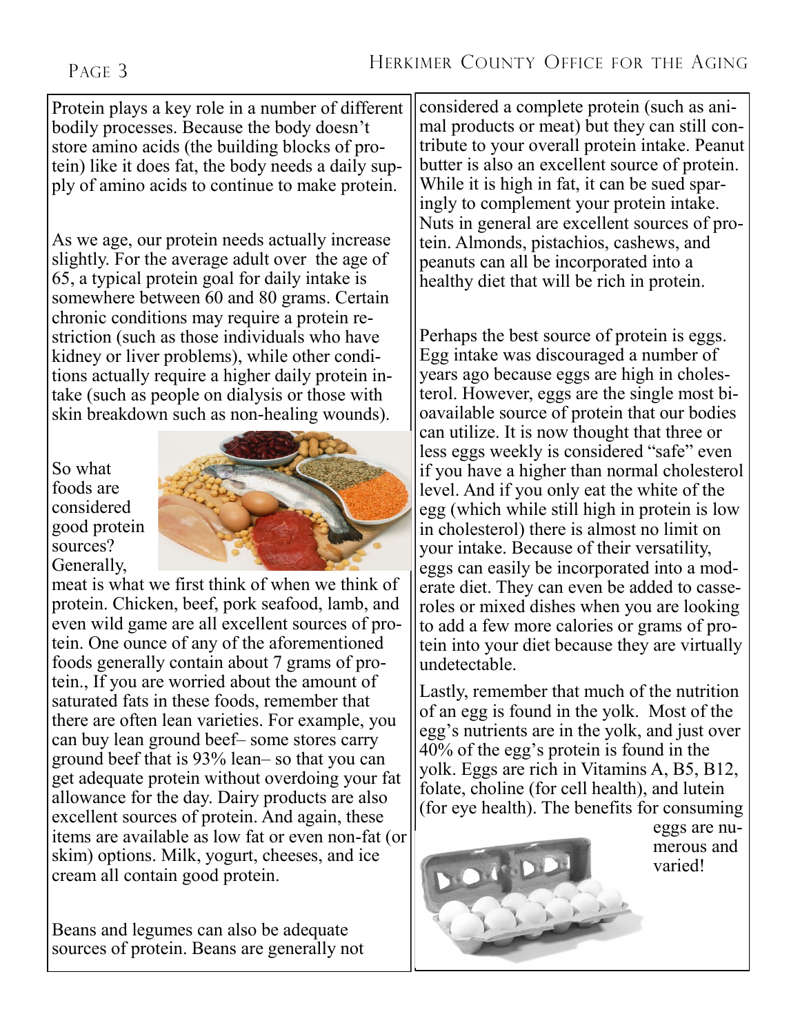Protein plays a key role in a number of different bodily processes. Because the body doesn't store amino acids (the building blocks of protein) like it does fat, the body needs a daily supply of amino acids to continue to make protein.

As we age, our protein needs actually increase slightly. For the average adult over the age of 65, a typical protein goal for daily intake is somewhere between 60 and 80 grams. Certain chronic conditions may require a protein restriction (such as those individuals who have kidney or liver problems), while other conditions actually require a higher daily protein intake (such as people on dialysis or those with skin breakdown such as non-healing wounds).

So what foods are considered good protein sources? Generally, meat is what we first think of when we think of protein. Chicken, beef, pork seafood, lamb, and even wild game are all excellent sources of protein. One ounce of any of the aforementioned foods generally contain about 7 grams of protein., If you are worried about the amount of saturated fats in these foods, remember that there are often lean varieties. For example, you can buy lean ground beef– some stores carry ground beef that is 93% lean– so that you can get adequate protein without overdoing your fat allowance for the day. Dairy products are also excellent sources of protein. And again, these items are available as low fat or even non-fat (or skim) options. Milk, yogurt, cheeses, and ice cream all contain good protein.

Beans and legumes can also be adequate sources of protein. Beans are generally not considered a complete protein (such as animal products or meat) but they can still contribute to your overall protein intake. Peanut butter is also an excellent source of protein. While it is high in fat, it can be sued sparingly to complement your protein intake. Nuts in general are excellent sources of protein. Almonds, pistachios, cashews, and peanuts can all be incorporated into a healthy diet that will be rich in protein.

Perhaps the best source of protein is eggs. Egg intake was discouraged a number of years ago because eggs are high in cholesterol. However, eggs are the single most bioavailable source of protein that our bodies can utilize. It is now thought that three or less eggs weekly is considered "safe" even if you have a higher than normal cholesterol level. And if you only eat the white of the egg (which while still high in protein is low in cholesterol) there is almost no limit on your intake. Because of their versatility, eggs can easily be incorporated into a moderate diet. They can even be added to casseroles or mixed dishes when you are looking to add a few more calories or grams of protein into your diet because they are virtually undetectable.

Lastly, remember that much of the nutrition of an egg is found in the yolk. Most of the egg's nutrients are in the yolk, and just over 40% of the egg's protein is found in the yolk. Eggs are rich in Vitamins A, B5, B12, folate, choline (for cell health), and lutein (for eye health). The benefits for consuming eggs are numerous and varied!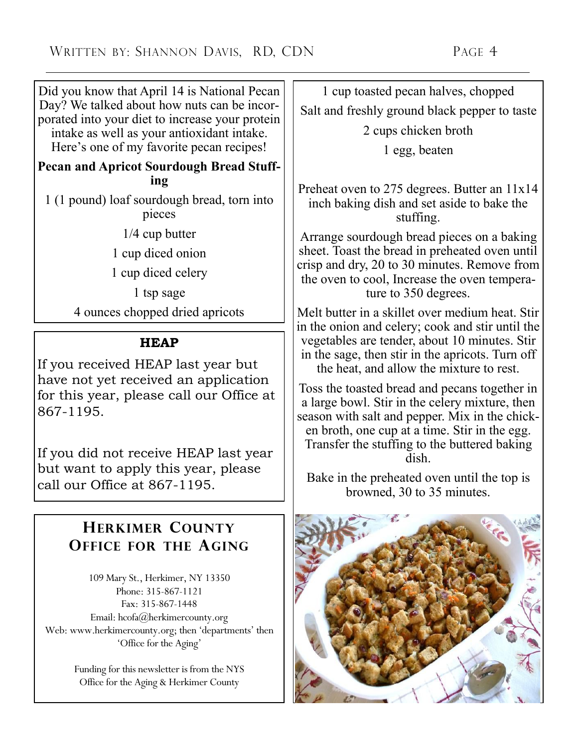Did you know that April 14 is National Pecan Day? We talked about how nuts can be incorporated into your diet to increase your protein intake as well as your antioxidant intake. Here's one of my favorite pecan recipes!

**Pecan and Apricot Sourdough Bread Stuffing**

1 (1 pound) loaf sourdough bread, torn into pieces

1/4 cup butter

1 cup diced onion

1 cup diced celery

1 tsp sage

4 ounces chopped dried apricots

1 cup toasted pecan halves, chopped

Salt and freshly ground black pepper to taste

2 cups chicken broth

1 egg, beaten

Preheat oven to 275 degrees. Butter an 11x14 inch baking dish and set aside to bake the stuffing.

Arrange sourdough bread pieces on a baking sheet. Toast the bread in preheated oven until crisp and dry, 20 to 30 minutes. Remove from the oven to cool, Increase the oven temperature to 350 degrees.

Melt butter in a skillet over medium heat. Stir in the onion and celery; cook and stir until the vegetables are tender, about 10 minutes. Stir in the sage, then stir in the apricots. Turn off the heat, and allow the mixture to rest.

Toss the toasted bread and pecans together in a large bowl. Stir in the celery mixture, then season with salt and pepper. Mix in the chicken broth, one cup at a time. Stir in the egg. Transfer the stuffing to the buttered baking dish.

Bake in the preheated oven until the top is browned, 30 to 35 minutes.

## HEAP

If you received HEAP last year but have not yet received an application for this year, please call our Office at 867-1195.

If you did not receive HEAP last year but want to apply this year, please call our Office at 867-1195.

## Herkimer County Office for the Aging

109 Mary St., Herkimer, NY 13350
Phone: 315-867-1121
Fax: 315-867-1448
Email: hcofa@herkimercounty.org
Web: www.herkimercounty.org; then 'departments' then 'Office for the Aging'

Funding for this newsletter is from the NYS Office for the Aging & Herkimer County